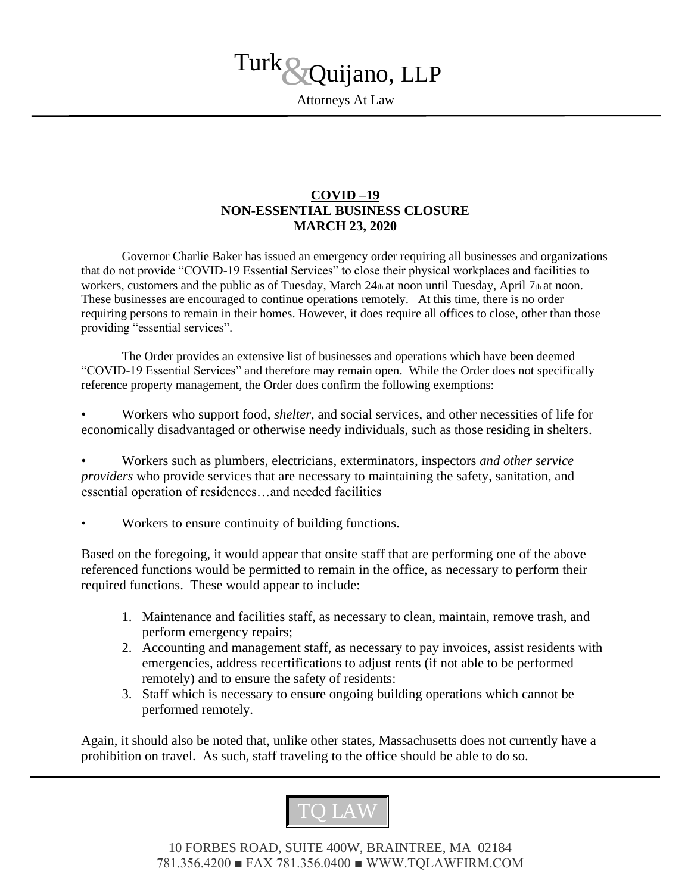# Turk & Quijano, LLP

Attorneys At Law

**COVID –19**
**NON-ESSENTIAL BUSINESS CLOSURE**
**MARCH 23, 2020**

Governor Charlie Baker has issued an emergency order requiring all businesses and organizations that do not provide "COVID-19 Essential Services" to close their physical workplaces and facilities to workers, customers and the public as of Tuesday, March 24th at noon until Tuesday, April 7th at noon. These businesses are encouraged to continue operations remotely. At this time, there is no order requiring persons to remain in their homes. However, it does require all offices to close, other than those providing "essential services".

The Order provides an extensive list of businesses and operations which have been deemed "COVID-19 Essential Services" and therefore may remain open. While the Order does not specifically reference property management, the Order does confirm the following exemptions:

- Workers who support food, *shelter*, and social services, and other necessities of life for economically disadvantaged or otherwise needy individuals, such as those residing in shelters.
- Workers such as plumbers, electricians, exterminators, inspectors *and other service providers* who provide services that are necessary to maintaining the safety, sanitation, and essential operation of residences…and needed facilities
- Workers to ensure continuity of building functions.

Based on the foregoing, it would appear that onsite staff that are performing one of the above referenced functions would be permitted to remain in the office, as necessary to perform their required functions. These would appear to include:

1. Maintenance and facilities staff, as necessary to clean, maintain, remove trash, and perform emergency repairs;
2. Accounting and management staff, as necessary to pay invoices, assist residents with emergencies, address recertifications to adjust rents (if not able to be performed remotely) and to ensure the safety of residents:
3. Staff which is necessary to ensure ongoing building operations which cannot be performed remotely.

Again, it should also be noted that, unlike other states, Massachusetts does not currently have a prohibition on travel. As such, staff traveling to the office should be able to do so.

TQ LAW

10 FORBES ROAD, SUITE 400W, BRAINTREE, MA 02184
781.356.4200 ■ FAX 781.356.0400 ■ WWW.TQLAWFIRM.COM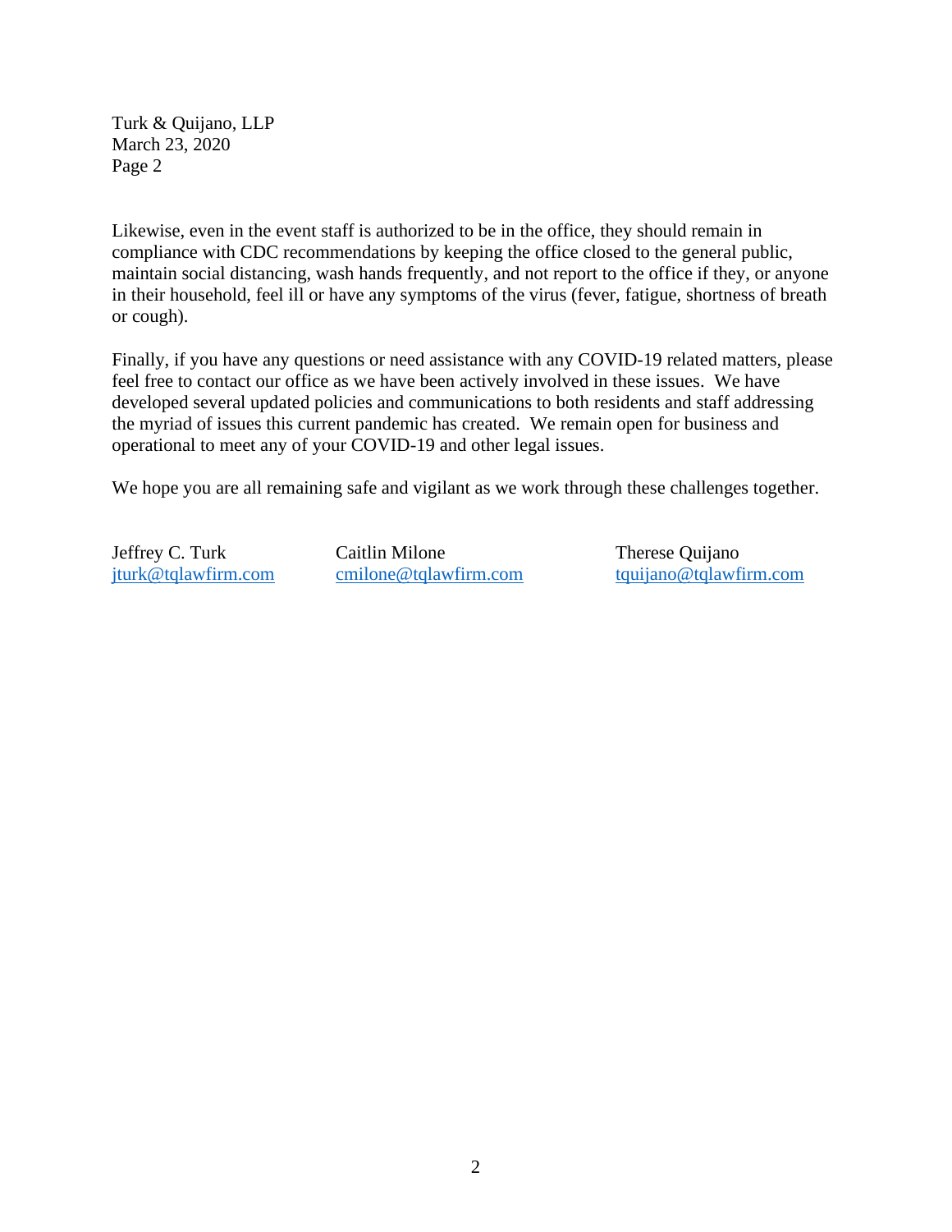Likewise, even in the event staff is authorized to be in the office, they should remain in compliance with CDC recommendations by keeping the office closed to the general public, maintain social distancing, wash hands frequently, and not report to the office if they, or anyone in their household, feel ill or have any symptoms of the virus (fever, fatigue, shortness of breath or cough).

Finally, if you have any questions or need assistance with any COVID-19 related matters, please feel free to contact our office as we have been actively involved in these issues. We have developed several updated policies and communications to both residents and staff addressing the myriad of issues this current pandemic has created. We remain open for business and operational to meet any of your COVID-19 and other legal issues.

We hope you are all remaining safe and vigilant as we work through these challenges together.

Jeffrey C. Turk
jturk@tqlawfirm.com

Caitlin Milone
cmilone@tqlawfirm.com

Therese Quijano
tquijano@tqlawfirm.com